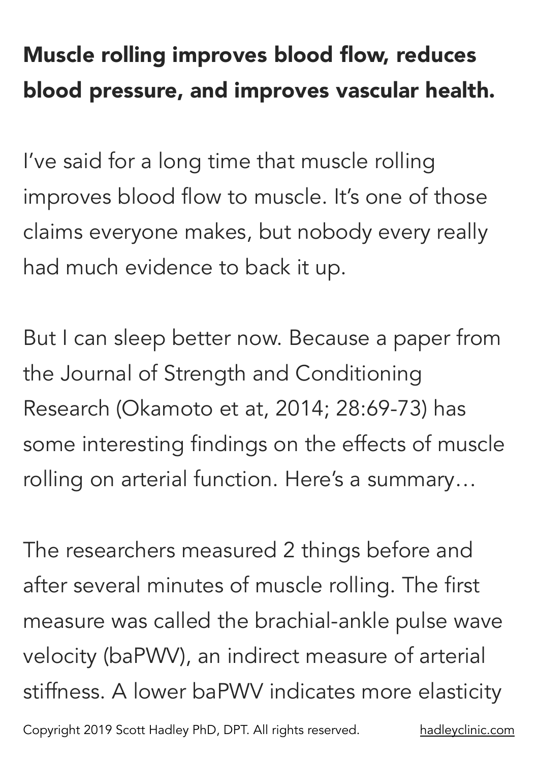# Muscle rolling improves blood flow, reduces blood pressure, and improves vascular health.

I've said for a long time that muscle rolling improves blood flow to muscle. It's one of those claims everyone makes, but nobody every really had much evidence to back it up.

But I can sleep better now. Because a paper from the Journal of Strength and Conditioning Research (Okamoto et at, 2014; 28:69-73) has some interesting findings on the effects of muscle rolling on arterial function. Here's a summary…

The researchers measured 2 things before and after several minutes of muscle rolling. The first measure was called the brachial-ankle pulse wave velocity (baPWV), an indirect measure of arterial stiffness. A lower baPWV indicates more elasticity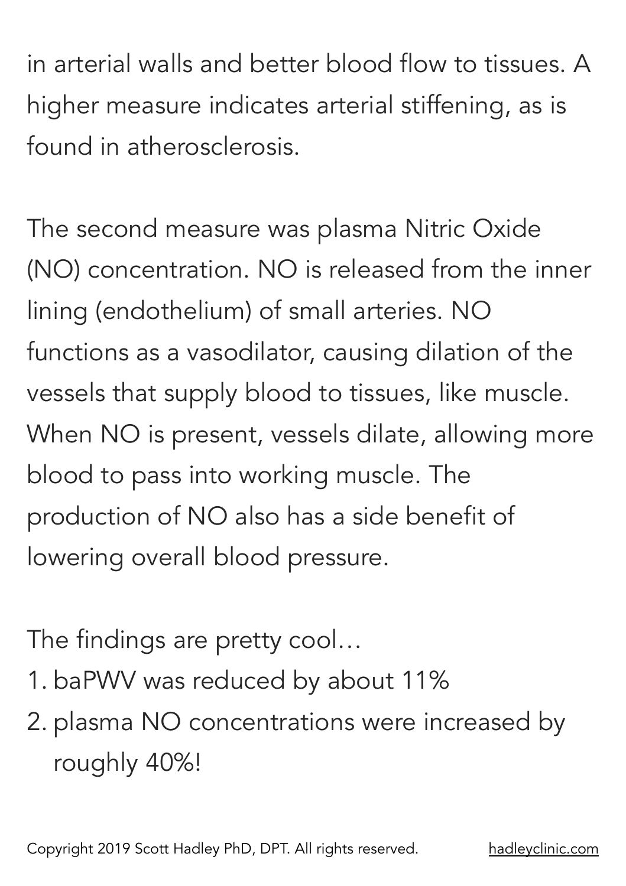in arterial walls and better blood flow to tissues. A higher measure indicates arterial stiffening, as is found in atherosclerosis.

The second measure was plasma Nitric Oxide (NO) concentration. NO is released from the inner lining (endothelium) of small arteries. NO functions as a vasodilator, causing dilation of the vessels that supply blood to tissues, like muscle. When NO is present, vessels dilate, allowing more blood to pass into working muscle. The production of NO also has a side benefit of lowering overall blood pressure.

The findings are pretty cool…

1. baPWV was reduced by about 11%
2. plasma NO concentrations were increased by roughly 40%!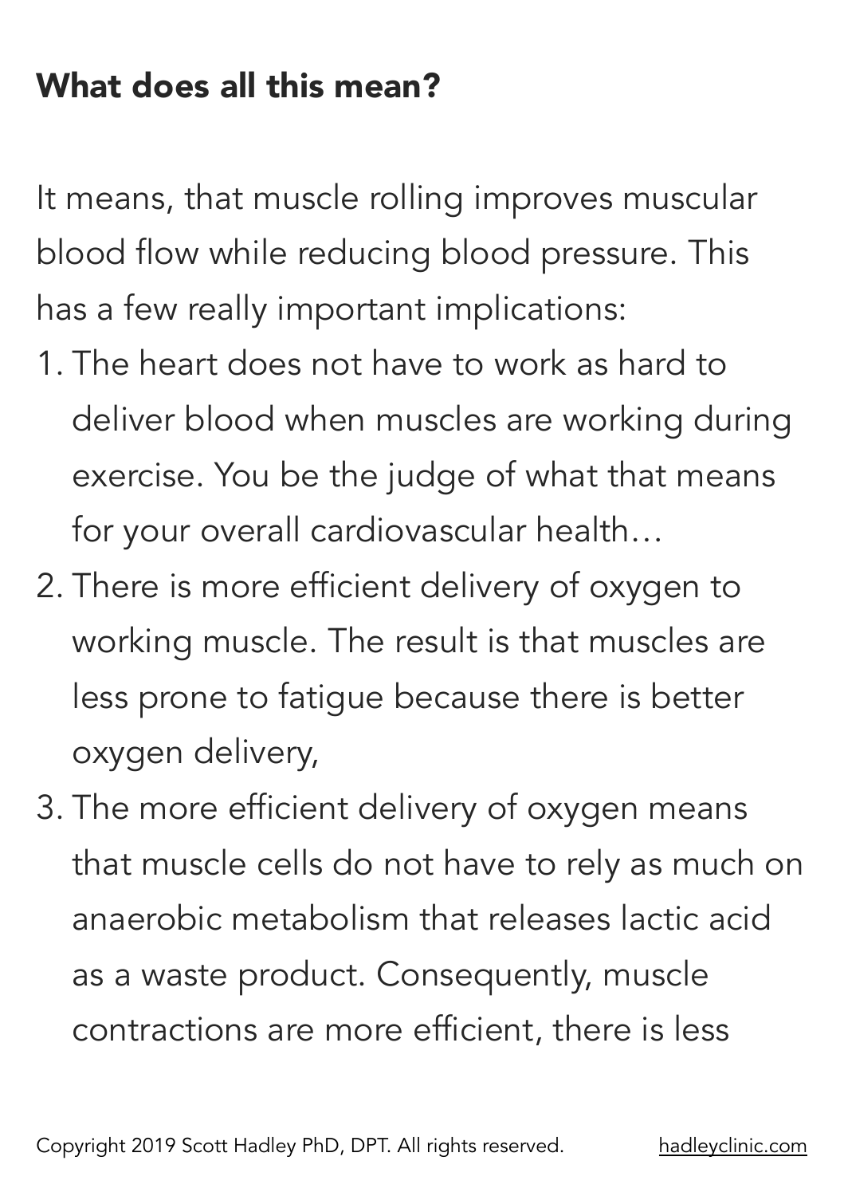## What does all this mean?

It means, that muscle rolling improves muscular blood flow while reducing blood pressure. This has a few really important implications:

1. The heart does not have to work as hard to deliver blood when muscles are working during exercise. You be the judge of what that means for your overall cardiovascular health…
2. There is more efficient delivery of oxygen to working muscle. The result is that muscles are less prone to fatigue because there is better oxygen delivery,
3. The more efficient delivery of oxygen means that muscle cells do not have to rely as much on anaerobic metabolism that releases lactic acid as a waste product. Consequently, muscle contractions are more efficient, there is less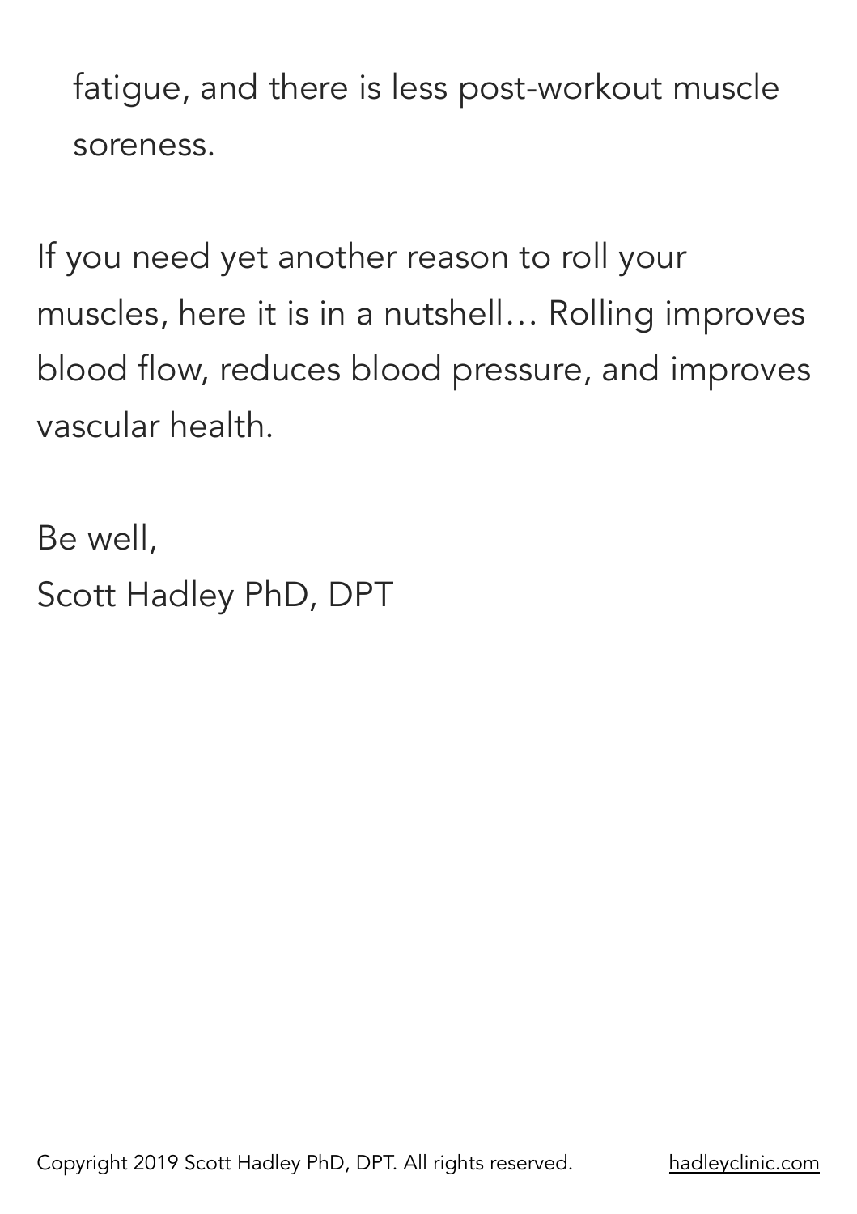fatigue, and there is less post-workout muscle soreness.

If you need yet another reason to roll your muscles, here it is in a nutshell… Rolling improves blood flow, reduces blood pressure, and improves vascular health.

Be well,
Scott Hadley PhD, DPT

Copyright 2019 Scott Hadley PhD, DPT. All rights reserved. hadleyclinic.com